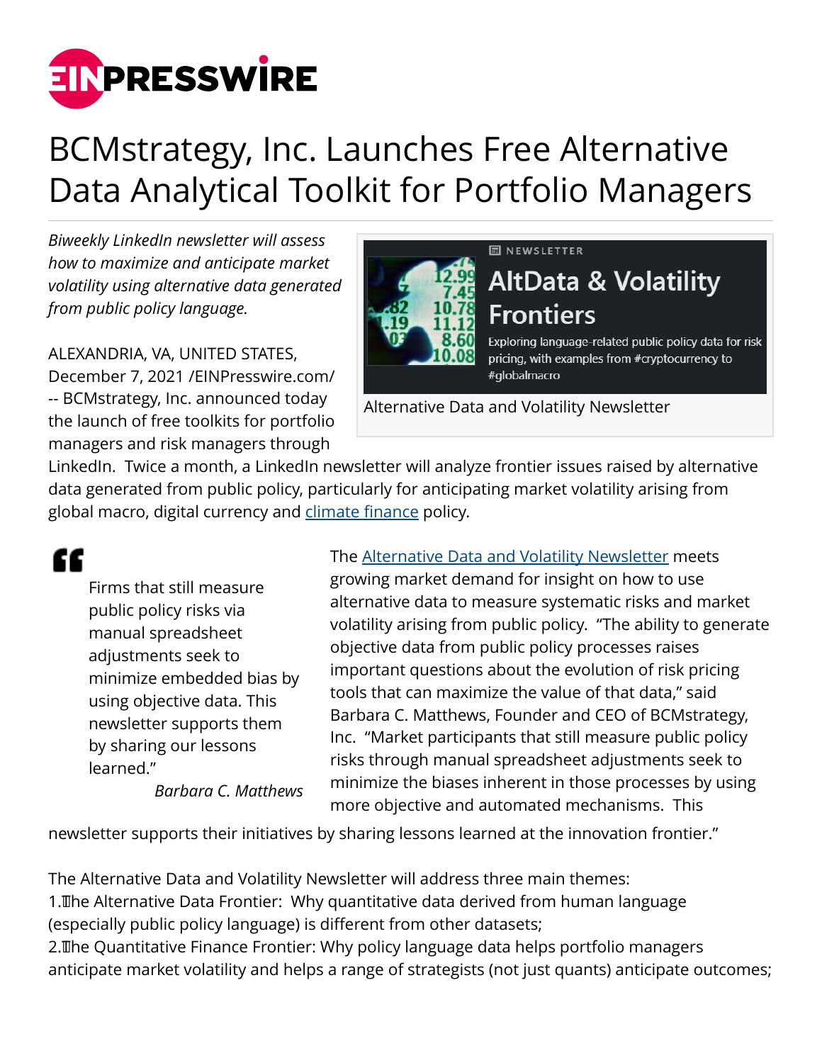# BCMstrategy, Inc. Launches Free Alternative Data Analytical Toolkit for Portfolio Managers

*Biweekly LinkedIn newsletter will assess how to maximize and anticipate market volatility using alternative data generated from public policy language.*

ALEXANDRIA, VA, UNITED STATES, December 7, 2021 /EINPresswire.com/ -- BCMstrategy, Inc. announced today the launch of free toolkits for portfolio managers and risk managers through LinkedIn. Twice a month, a LinkedIn newsletter will analyze frontier issues raised by alternative data generated from public policy, particularly for anticipating market volatility arising from global macro, digital currency and climate finance policy.

Alternative Data and Volatility Newsletter

> Firms that still measure public policy risks via manual spreadsheet adjustments seek to minimize embedded bias by using objective data. This newsletter supports them by sharing our lessons learned."
>
> *Barbara C. Matthews*

The Alternative Data and Volatility Newsletter meets growing market demand for insight on how to use alternative data to measure systematic risks and market volatility arising from public policy. "The ability to generate objective data from public policy processes raises important questions about the evolution of risk pricing tools that can maximize the value of that data," said Barbara C. Matthews, Founder and CEO of BCMstrategy, Inc. "Market participants that still measure public policy risks through manual spreadsheet adjustments seek to minimize the biases inherent in those processes by using more objective and automated mechanisms. This newsletter supports their initiatives by sharing lessons learned at the innovation frontier."

The Alternative Data and Volatility Newsletter will address three main themes:

1. The Alternative Data Frontier: Why quantitative data derived from human language (especially public policy language) is different from other datasets;
2. The Quantitative Finance Frontier: Why policy language data helps portfolio managers anticipate market volatility and helps a range of strategists (not just quants) anticipate outcomes;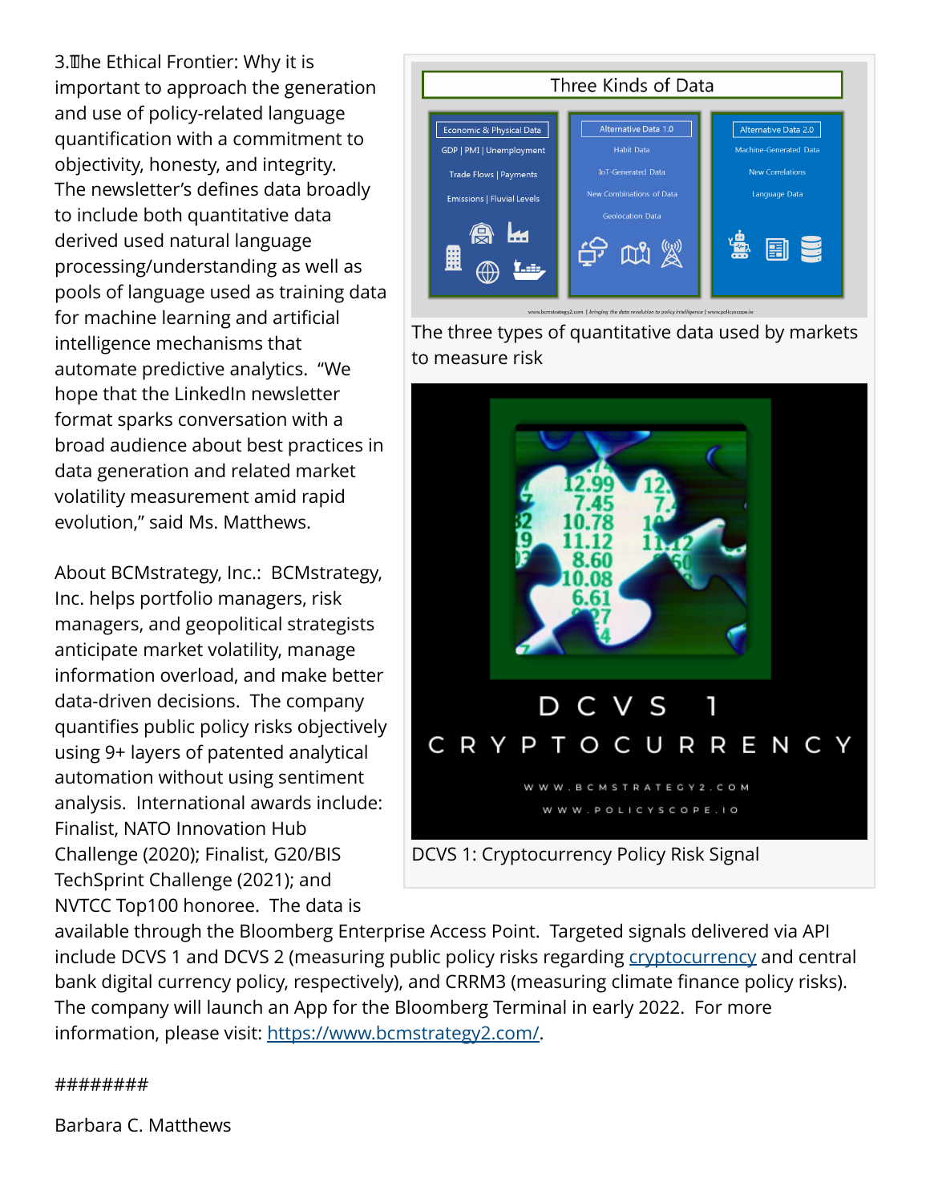3. The Ethical Frontier: Why it is important to approach the generation and use of policy-related language quantification with a commitment to objectivity, honesty, and integrity. The newsletter's defines data broadly to include both quantitative data derived used natural language processing/understanding as well as pools of language used as training data for machine learning and artificial intelligence mechanisms that automate predictive analytics. "We hope that the LinkedIn newsletter format sparks conversation with a broad audience about best practices in data generation and related market volatility measurement amid rapid evolution," said Ms. Matthews.

The three types of quantitative data used by markets to measure risk

DCVS 1: Cryptocurrency Policy Risk Signal

About BCMstrategy, Inc.: BCMstrategy, Inc. helps portfolio managers, risk managers, and geopolitical strategists anticipate market volatility, manage information overload, and make better data-driven decisions. The company quantifies public policy risks objectively using 9+ layers of patented analytical automation without using sentiment analysis. International awards include: Finalist, NATO Innovation Hub Challenge (2020); Finalist, G20/BIS TechSprint Challenge (2021); and NVTCC Top100 honoree. The data is available through the Bloomberg Enterprise Access Point. Targeted signals delivered via API include DCVS 1 and DCVS 2 (measuring public policy risks regarding cryptocurrency and central bank digital currency policy, respectively), and CRRM3 (measuring climate finance policy risks). The company will launch an App for the Bloomberg Terminal in early 2022. For more information, please visit: https://www.bcmstrategy2.com/.

########

Barbara C. Matthews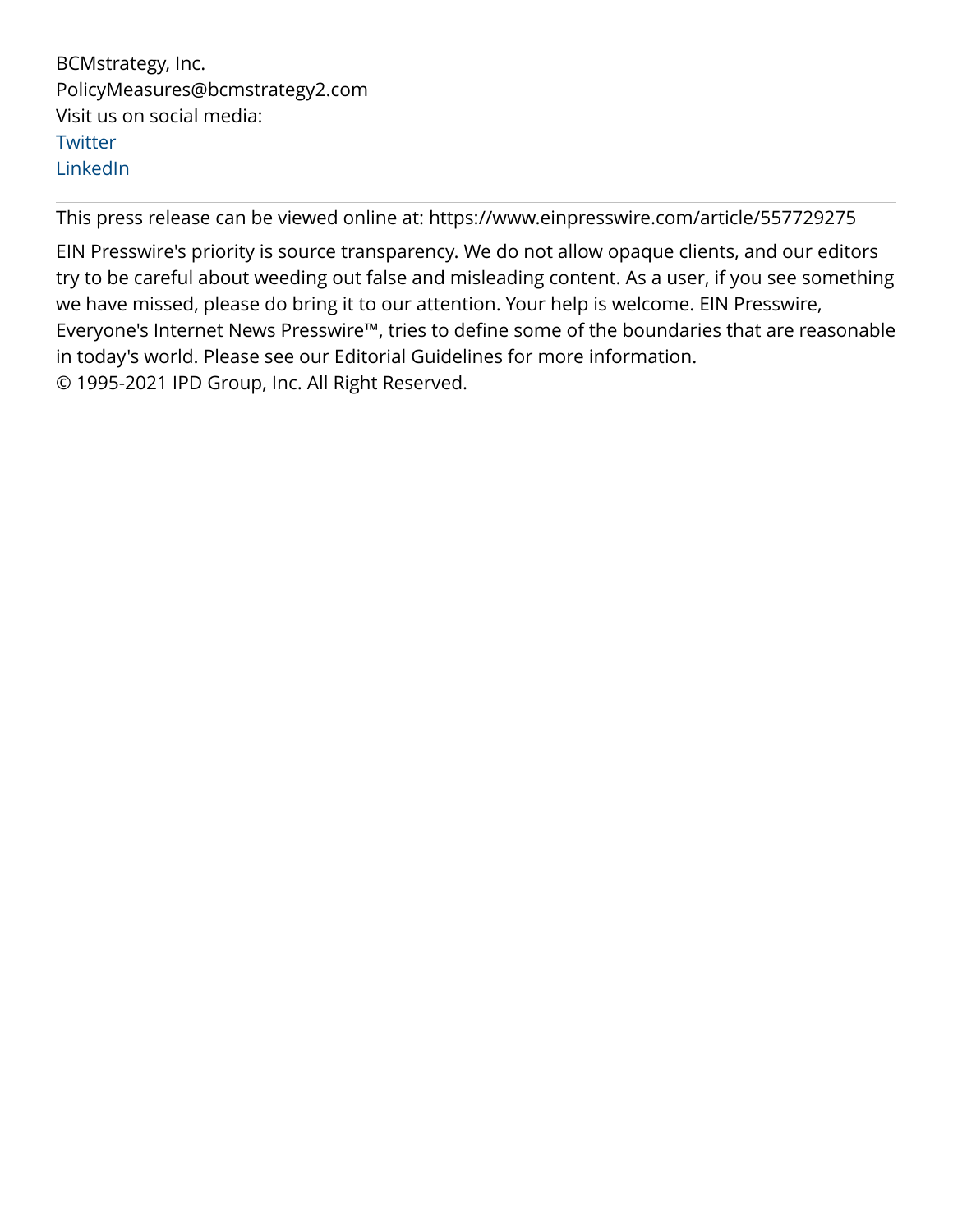BCMstrategy, Inc.
PolicyMeasures@bcmstrategy2.com
Visit us on social media:
Twitter
LinkedIn

---

This press release can be viewed online at: https://www.einpresswire.com/article/557729275

EIN Presswire's priority is source transparency. We do not allow opaque clients, and our editors try to be careful about weeding out false and misleading content. As a user, if you see something we have missed, please do bring it to our attention. Your help is welcome. EIN Presswire, Everyone's Internet News Presswire™, tries to define some of the boundaries that are reasonable in today's world. Please see our Editorial Guidelines for more information.
© 1995-2021 IPD Group, Inc. All Right Reserved.